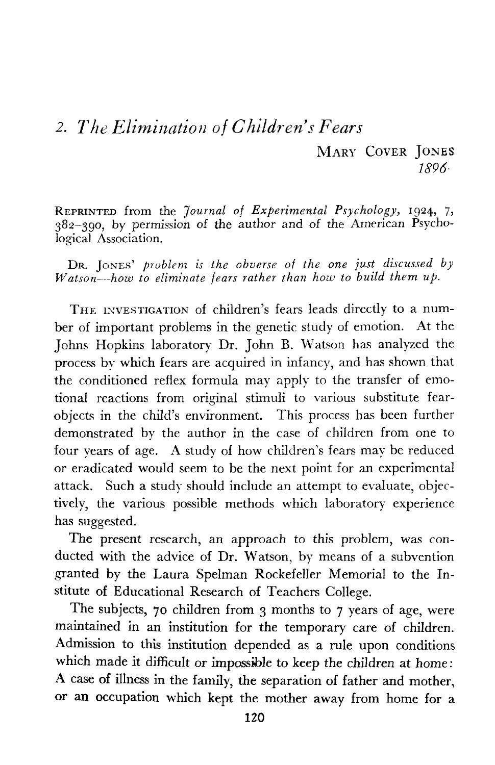## 2. *The Elimination of Children's Fears*

MARY COVER JONES
*1896-*

REPRINTED from the *Journal of Experimental Psychology,* 1924, 7, 382–390, by permission of the author and of the American Psychological Association.

DR. JONES' *problem is the obverse of the one just discussed by Watson—how to eliminate fears rather than how to build them up.*

THE INVESTIGATION of children's fears leads directly to a number of important problems in the genetic study of emotion. At the Johns Hopkins laboratory Dr. John B. Watson has analyzed the process by which fears are acquired in infancy, and has shown that the conditioned reflex formula may apply to the transfer of emotional reactions from original stimuli to various substitute fear-objects in the child's environment. This process has been further demonstrated by the author in the case of children from one to four years of age. A study of how children's fears may be reduced or eradicated would seem to be the next point for an experimental attack. Such a study should include an attempt to evaluate, objectively, the various possible methods which laboratory experience has suggested.

The present research, an approach to this problem, was conducted with the advice of Dr. Watson, by means of a subvention granted by the Laura Spelman Rockefeller Memorial to the Institute of Educational Research of Teachers College.

The subjects, 70 children from 3 months to 7 years of age, were maintained in an institution for the temporary care of children. Admission to this institution depended as a rule upon conditions which made it difficult or impossible to keep the children at home: A case of illness in the family, the separation of father and mother, or an occupation which kept the mother away from home for a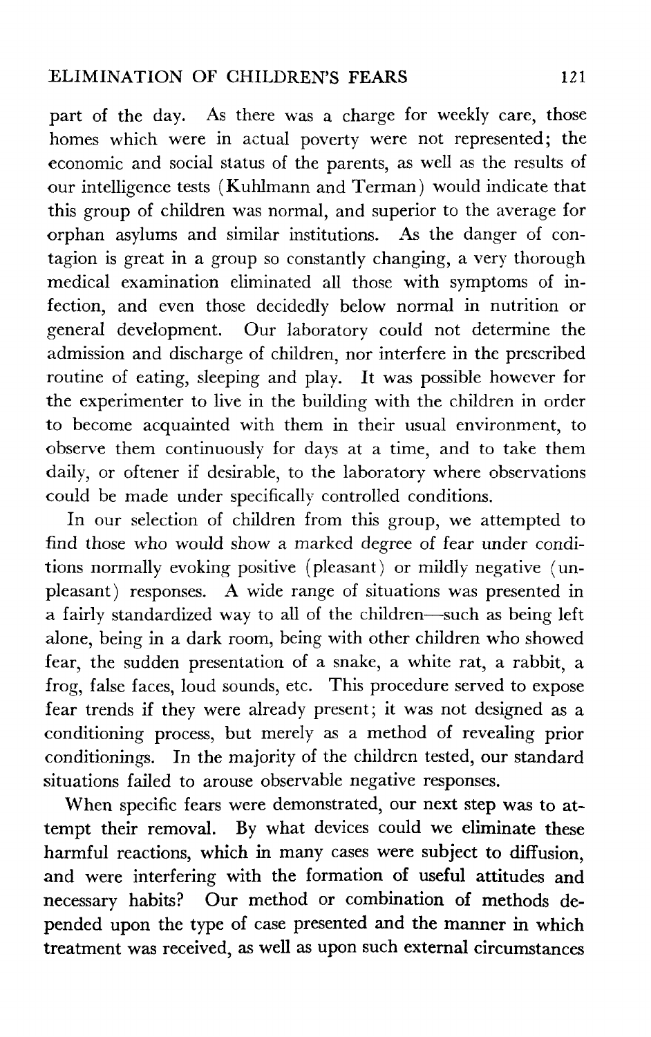part of the day. As there was a charge for weekly care, those homes which were in actual poverty were not represented; the economic and social status of the parents, as well as the results of our intelligence tests (Kuhlmann and Terman) would indicate that this group of children was normal, and superior to the average for orphan asylums and similar institutions. As the danger of contagion is great in a group so constantly changing, a very thorough medical examination eliminated all those with symptoms of infection, and even those decidedly below normal in nutrition or general development. Our laboratory could not determine the admission and discharge of children, nor interfere in the prescribed routine of eating, sleeping and play. It was possible however for the experimenter to live in the building with the children in order to become acquainted with them in their usual environment, to observe them continuously for days at a time, and to take them daily, or oftener if desirable, to the laboratory where observations could be made under specifically controlled conditions.

In our selection of children from this group, we attempted to find those who would show a marked degree of fear under conditions normally evoking positive (pleasant) or mildly negative (unpleasant) responses. A wide range of situations was presented in a fairly standardized way to all of the children—such as being left alone, being in a dark room, being with other children who showed fear, the sudden presentation of a snake, a white rat, a rabbit, a frog, false faces, loud sounds, etc. This procedure served to expose fear trends if they were already present; it was not designed as a conditioning process, but merely as a method of revealing prior conditionings. In the majority of the children tested, our standard situations failed to arouse observable negative responses.

When specific fears were demonstrated, our next step was to attempt their removal. By what devices could we eliminate these harmful reactions, which in many cases were subject to diffusion, and were interfering with the formation of useful attitudes and necessary habits? Our method or combination of methods depended upon the type of case presented and the manner in which treatment was received, as well as upon such external circumstances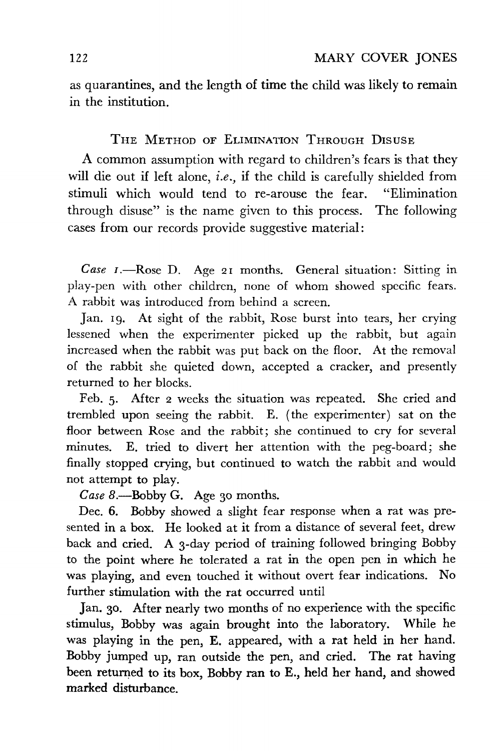as quarantines, and the length of time the child was likely to remain in the institution.

## The Method of Elimination Through Disuse

A common assumption with regard to children's fears is that they will die out if left alone, *i.e.*, if the child is carefully shielded from stimuli which would tend to re-arouse the fear. "Elimination through disuse" is the name given to this process. The following cases from our records provide suggestive material:

*Case 1.*—Rose D. Age 21 months. General situation: Sitting in play-pen with other children, none of whom showed specific fears. A rabbit was introduced from behind a screen.

Jan. 19. At sight of the rabbit, Rose burst into tears, her crying lessened when the experimenter picked up the rabbit, but again increased when the rabbit was put back on the floor. At the removal of the rabbit she quieted down, accepted a cracker, and presently returned to her blocks.

Feb. 5. After 2 weeks the situation was repeated. She cried and trembled upon seeing the rabbit. E. (the experimenter) sat on the floor between Rose and the rabbit; she continued to cry for several minutes. E. tried to divert her attention with the peg-board; she finally stopped crying, but continued to watch the rabbit and would not attempt to play.

*Case 8.*—Bobby G. Age 30 months.

Dec. 6. Bobby showed a slight fear response when a rat was presented in a box. He looked at it from a distance of several feet, drew back and cried. A 3-day period of training followed bringing Bobby to the point where he tolerated a rat in the open pen in which he was playing, and even touched it without overt fear indications. No further stimulation with the rat occurred until

Jan. 30. After nearly two months of no experience with the specific stimulus, Bobby was again brought into the laboratory. While he was playing in the pen, E. appeared, with a rat held in her hand. Bobby jumped up, ran outside the pen, and cried. The rat having been returned to its box, Bobby ran to E., held her hand, and showed marked disturbance.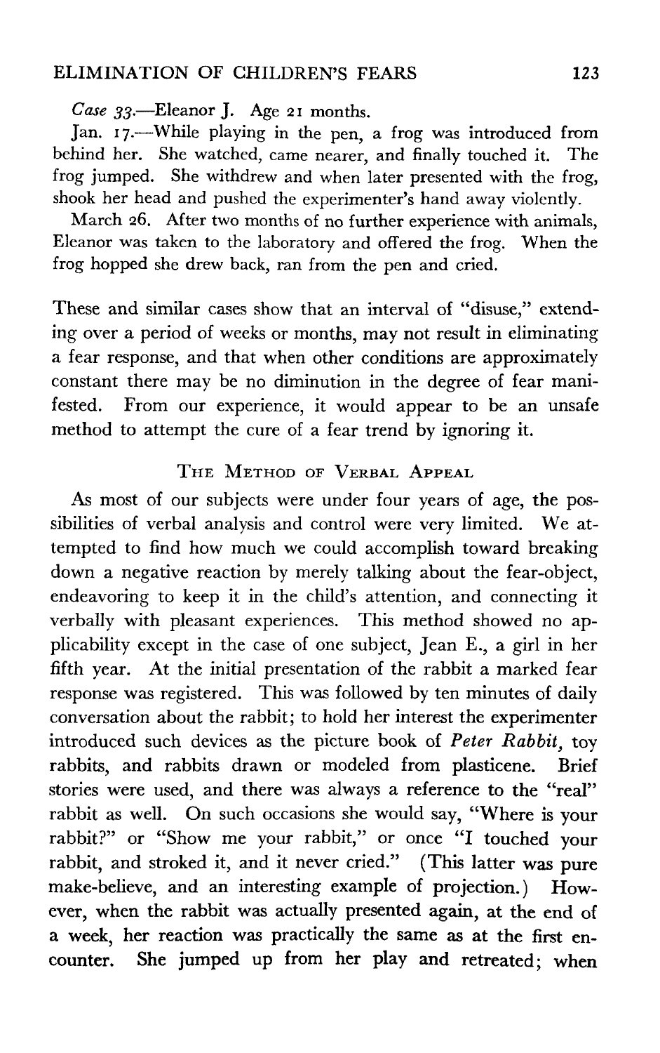*Case 33.*—Eleanor J. Age 21 months.

Jan. 17.—While playing in the pen, a frog was introduced from behind her. She watched, came nearer, and finally touched it. The frog jumped. She withdrew and when later presented with the frog, shook her head and pushed the experimenter's hand away violently.

March 26. After two months of no further experience with animals, Eleanor was taken to the laboratory and offered the frog. When the frog hopped she drew back, ran from the pen and cried.

These and similar cases show that an interval of "disuse," extending over a period of weeks or months, may not result in eliminating a fear response, and that when other conditions are approximately constant there may be no diminution in the degree of fear manifested. From our experience, it would appear to be an unsafe method to attempt the cure of a fear trend by ignoring it.

## The Method of Verbal Appeal

As most of our subjects were under four years of age, the possibilities of verbal analysis and control were very limited. We attempted to find how much we could accomplish toward breaking down a negative reaction by merely talking about the fear-object, endeavoring to keep it in the child's attention, and connecting it verbally with pleasant experiences. This method showed no applicability except in the case of one subject, Jean E., a girl in her fifth year. At the initial presentation of the rabbit a marked fear response was registered. This was followed by ten minutes of daily conversation about the rabbit; to hold her interest the experimenter introduced such devices as the picture book of *Peter Rabbit*, toy rabbits, and rabbits drawn or modeled from plasticene. Brief stories were used, and there was always a reference to the "real" rabbit as well. On such occasions she would say, "Where is your rabbit?" or "Show me your rabbit," or once "I touched your rabbit, and stroked it, and it never cried." (This latter was pure make-believe, and an interesting example of projection.) However, when the rabbit was actually presented again, at the end of a week, her reaction was practically the same as at the first encounter. She jumped up from her play and retreated; when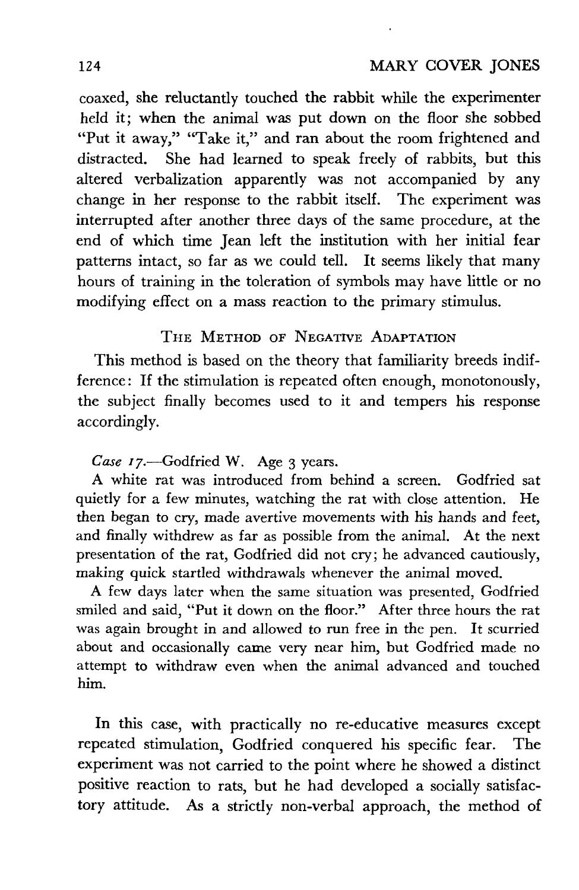coaxed, she reluctantly touched the rabbit while the experimenter held it; when the animal was put down on the floor she sobbed "Put it away," "Take it," and ran about the room frightened and distracted. She had learned to speak freely of rabbits, but this altered verbalization apparently was not accompanied by any change in her response to the rabbit itself. The experiment was interrupted after another three days of the same procedure, at the end of which time Jean left the institution with her initial fear patterns intact, so far as we could tell. It seems likely that many hours of training in the toleration of symbols may have little or no modifying effect on a mass reaction to the primary stimulus.

## The Method of Negative Adaptation

This method is based on the theory that familiarity breeds indifference: If the stimulation is repeated often enough, monotonously, the subject finally becomes used to it and tempers his response accordingly.

*Case 17.*—Godfried W. Age 3 years.

A white rat was introduced from behind a screen. Godfried sat quietly for a few minutes, watching the rat with close attention. He then began to cry, made avertive movements with his hands and feet, and finally withdrew as far as possible from the animal. At the next presentation of the rat, Godfried did not cry; he advanced cautiously, making quick startled withdrawals whenever the animal moved.

A few days later when the same situation was presented, Godfried smiled and said, "Put it down on the floor." After three hours the rat was again brought in and allowed to run free in the pen. It scurried about and occasionally came very near him, but Godfried made no attempt to withdraw even when the animal advanced and touched him.

In this case, with practically no re-educative measures except repeated stimulation, Godfried conquered his specific fear. The experiment was not carried to the point where he showed a distinct positive reaction to rats, but he had developed a socially satisfactory attitude. As a strictly non-verbal approach, the method of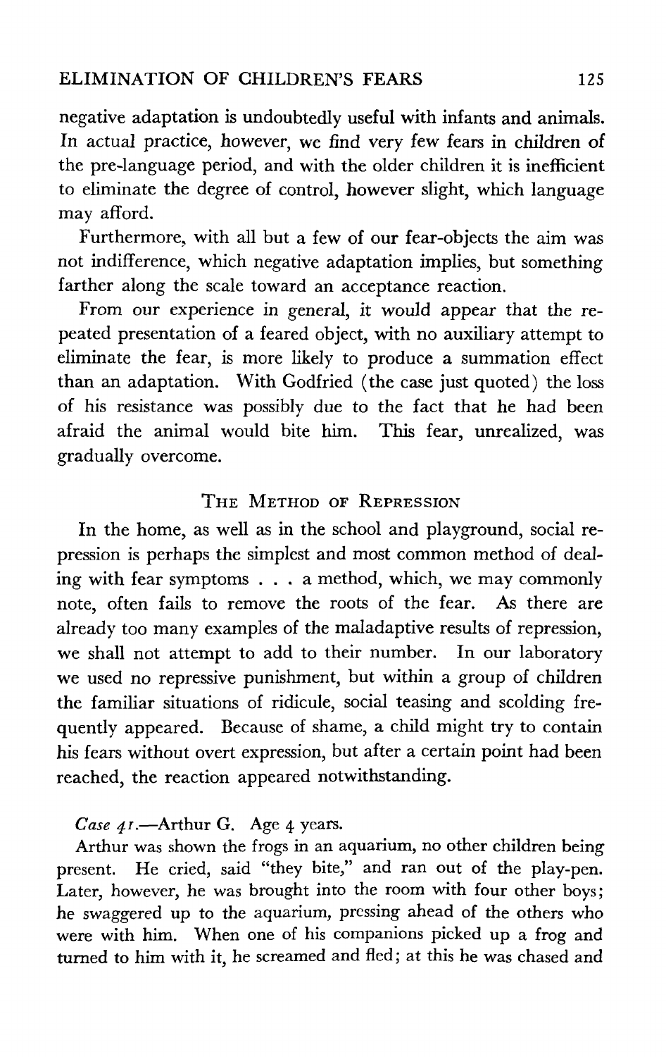negative adaptation is undoubtedly useful with infants and animals. In actual practice, however, we find very few fears in children of the pre-language period, and with the older children it is inefficient to eliminate the degree of control, however slight, which language may afford.

Furthermore, with all but a few of our fear-objects the aim was not indifference, which negative adaptation implies, but something farther along the scale toward an acceptance reaction.

From our experience in general, it would appear that the repeated presentation of a feared object, with no auxiliary attempt to eliminate the fear, is more likely to produce a summation effect than an adaptation. With Godfried (the case just quoted) the loss of his resistance was possibly due to the fact that he had been afraid the animal would bite him. This fear, unrealized, was gradually overcome.

## The Method of Repression

In the home, as well as in the school and playground, social repression is perhaps the simplest and most common method of dealing with fear symptoms . . . a method, which, we may commonly note, often fails to remove the roots of the fear. As there are already too many examples of the maladaptive results of repression, we shall not attempt to add to their number. In our laboratory we used no repressive punishment, but within a group of children the familiar situations of ridicule, social teasing and scolding frequently appeared. Because of shame, a child might try to contain his fears without overt expression, but after a certain point had been reached, the reaction appeared notwithstanding.

*Case 41.*—Arthur G. Age 4 years.

Arthur was shown the frogs in an aquarium, no other children being present. He cried, said "they bite," and ran out of the play-pen. Later, however, he was brought into the room with four other boys; he swaggered up to the aquarium, pressing ahead of the others who were with him. When one of his companions picked up a frog and turned to him with it, he screamed and fled; at this he was chased and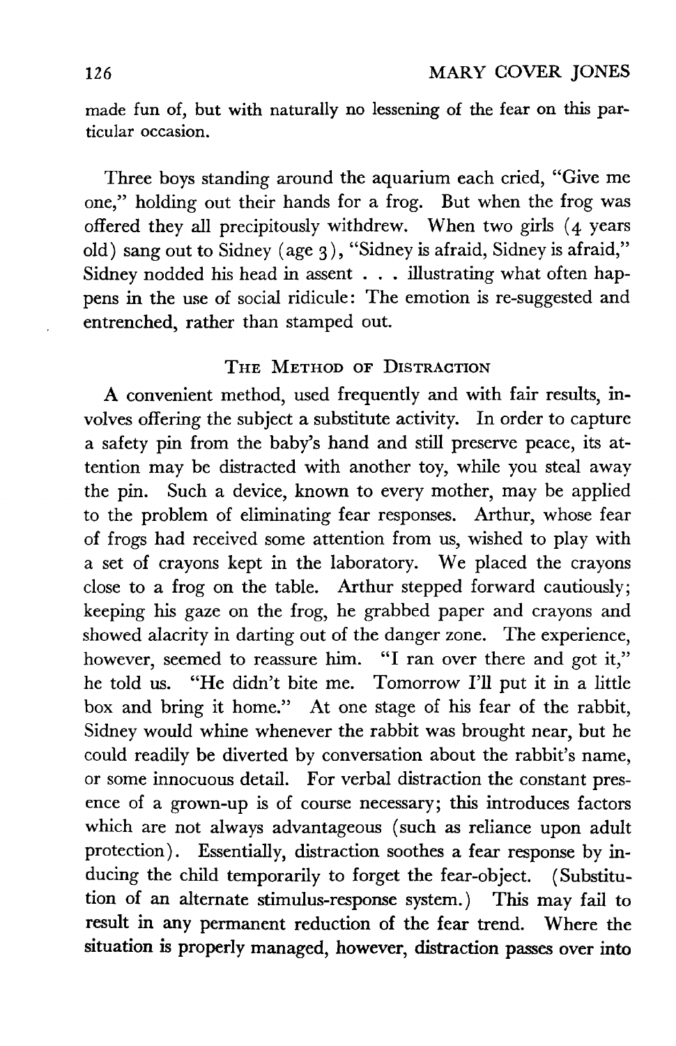made fun of, but with naturally no lessening of the fear on this particular occasion.

Three boys standing around the aquarium each cried, "Give me one," holding out their hands for a frog. But when the frog was offered they all precipitously withdrew. When two girls (4 years old) sang out to Sidney (age 3), "Sidney is afraid, Sidney is afraid," Sidney nodded his head in assent . . . illustrating what often happens in the use of social ridicule: The emotion is re-suggested and entrenched, rather than stamped out.

## The Method of Distraction

A convenient method, used frequently and with fair results, involves offering the subject a substitute activity. In order to capture a safety pin from the baby's hand and still preserve peace, its attention may be distracted with another toy, while you steal away the pin. Such a device, known to every mother, may be applied to the problem of eliminating fear responses. Arthur, whose fear of frogs had received some attention from us, wished to play with a set of crayons kept in the laboratory. We placed the crayons close to a frog on the table. Arthur stepped forward cautiously; keeping his gaze on the frog, he grabbed paper and crayons and showed alacrity in darting out of the danger zone. The experience, however, seemed to reassure him. "I ran over there and got it," he told us. "He didn't bite me. Tomorrow I'll put it in a little box and bring it home." At one stage of his fear of the rabbit, Sidney would whine whenever the rabbit was brought near, but he could readily be diverted by conversation about the rabbit's name, or some innocuous detail. For verbal distraction the constant presence of a grown-up is of course necessary; this introduces factors which are not always advantageous (such as reliance upon adult protection). Essentially, distraction soothes a fear response by inducing the child temporarily to forget the fear-object. (Substitution of an alternate stimulus-response system.) This may fail to result in any permanent reduction of the fear trend. Where the situation is properly managed, however, distraction passes over into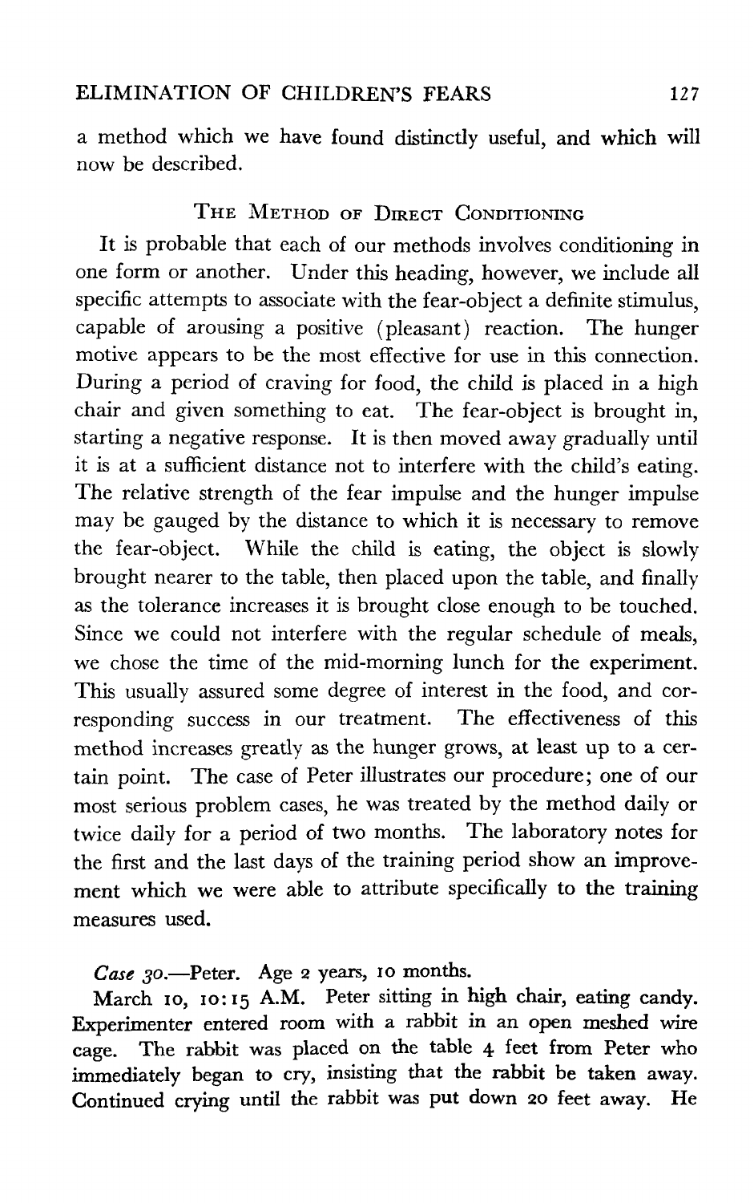a method which we have found distinctly useful, and which will now be described.

## The Method of Direct Conditioning

It is probable that each of our methods involves conditioning in one form or another. Under this heading, however, we include all specific attempts to associate with the fear-object a definite stimulus, capable of arousing a positive (pleasant) reaction. The hunger motive appears to be the most effective for use in this connection. During a period of craving for food, the child is placed in a high chair and given something to eat. The fear-object is brought in, starting a negative response. It is then moved away gradually until it is at a sufficient distance not to interfere with the child's eating. The relative strength of the fear impulse and the hunger impulse may be gauged by the distance to which it is necessary to remove the fear-object. While the child is eating, the object is slowly brought nearer to the table, then placed upon the table, and finally as the tolerance increases it is brought close enough to be touched. Since we could not interfere with the regular schedule of meals, we chose the time of the mid-morning lunch for the experiment. This usually assured some degree of interest in the food, and corresponding success in our treatment. The effectiveness of this method increases greatly as the hunger grows, at least up to a certain point. The case of Peter illustrates our procedure; one of our most serious problem cases, he was treated by the method daily or twice daily for a period of two months. The laboratory notes for the first and the last days of the training period show an improvement which we were able to attribute specifically to the training measures used.

*Case 30.*—Peter. Age 2 years, 10 months.

March 10, 10:15 A.M. Peter sitting in high chair, eating candy. Experimenter entered room with a rabbit in an open meshed wire cage. The rabbit was placed on the table 4 feet from Peter who immediately began to cry, insisting that the rabbit be taken away. Continued crying until the rabbit was put down 20 feet away. He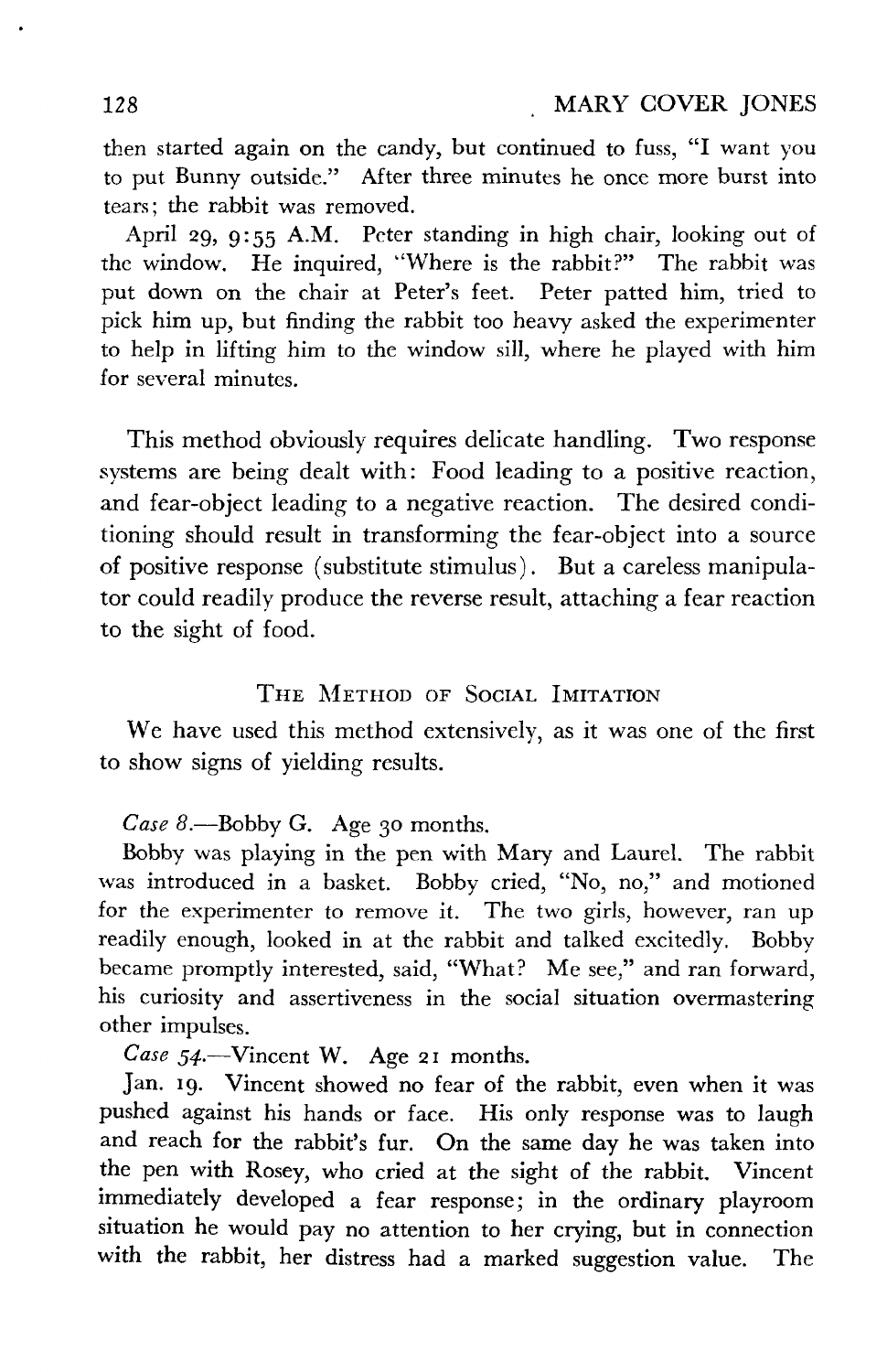then started again on the candy, but continued to fuss, "I want you to put Bunny outside." After three minutes he once more burst into tears; the rabbit was removed.

April 29, 9:55 A.M. Peter standing in high chair, looking out of the window. He inquired, "Where is the rabbit?" The rabbit was put down on the chair at Peter's feet. Peter patted him, tried to pick him up, but finding the rabbit too heavy asked the experimenter to help in lifting him to the window sill, where he played with him for several minutes.

This method obviously requires delicate handling. Two response systems are being dealt with: Food leading to a positive reaction, and fear-object leading to a negative reaction. The desired conditioning should result in transforming the fear-object into a source of positive response (substitute stimulus). But a careless manipulator could readily produce the reverse result, attaching a fear reaction to the sight of food.

## The Method of Social Imitation

We have used this method extensively, as it was one of the first to show signs of yielding results.

*Case 8.*—Bobby G. Age 30 months.

Bobby was playing in the pen with Mary and Laurel. The rabbit was introduced in a basket. Bobby cried, "No, no," and motioned for the experimenter to remove it. The two girls, however, ran up readily enough, looked in at the rabbit and talked excitedly. Bobby became promptly interested, said, "What? Me see," and ran forward, his curiosity and assertiveness in the social situation overmastering other impulses.

*Case 54.*—Vincent W. Age 21 months.

Jan. 19. Vincent showed no fear of the rabbit, even when it was pushed against his hands or face. His only response was to laugh and reach for the rabbit's fur. On the same day he was taken into the pen with Rosey, who cried at the sight of the rabbit. Vincent immediately developed a fear response; in the ordinary playroom situation he would pay no attention to her crying, but in connection with the rabbit, her distress had a marked suggestion value. The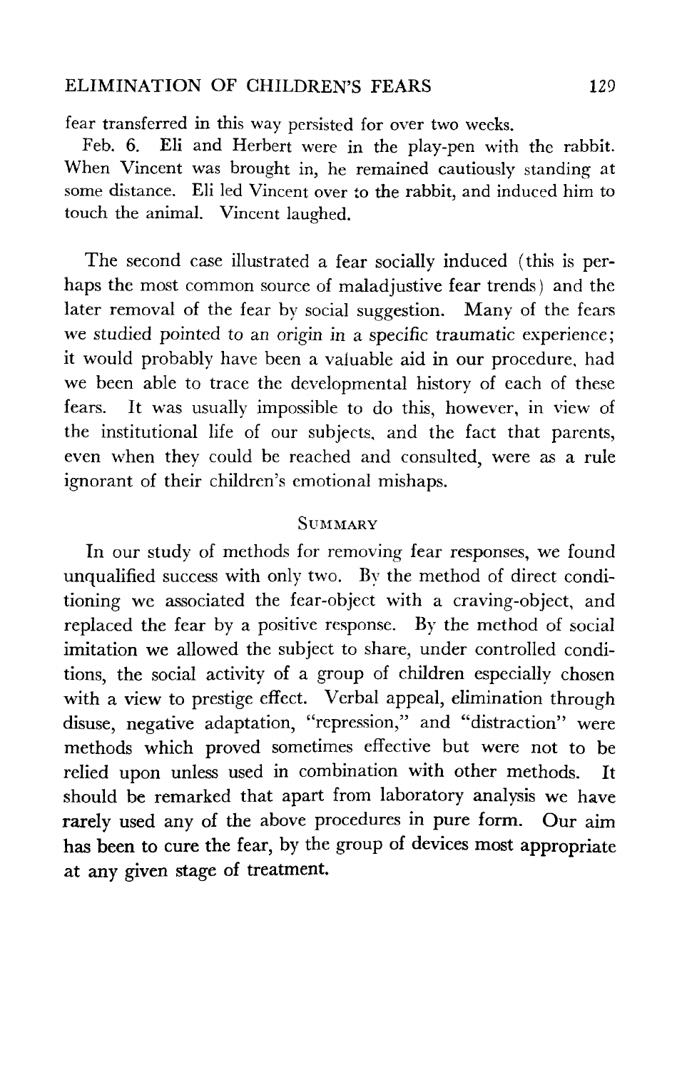fear transferred in this way persisted for over two weeks.

Feb. 6. Eli and Herbert were in the play-pen with the rabbit. When Vincent was brought in, he remained cautiously standing at some distance. Eli led Vincent over to the rabbit, and induced him to touch the animal. Vincent laughed.

The second case illustrated a fear socially induced (this is perhaps the most common source of maladjustive fear trends) and the later removal of the fear by social suggestion. Many of the fears we studied pointed to an origin in a specific traumatic experience; it would probably have been a valuable aid in our procedure, had we been able to trace the developmental history of each of these fears. It was usually impossible to do this, however, in view of the institutional life of our subjects, and the fact that parents, even when they could be reached and consulted, were as a rule ignorant of their children's emotional mishaps.

## Summary

In our study of methods for removing fear responses, we found unqualified success with only two. By the method of direct conditioning we associated the fear-object with a craving-object, and replaced the fear by a positive response. By the method of social imitation we allowed the subject to share, under controlled conditions, the social activity of a group of children especially chosen with a view to prestige effect. Verbal appeal, elimination through disuse, negative adaptation, "repression," and "distraction" were methods which proved sometimes effective but were not to be relied upon unless used in combination with other methods. It should be remarked that apart from laboratory analysis we have rarely used any of the above procedures in pure form. Our aim has been to cure the fear, by the group of devices most appropriate at any given stage of treatment.